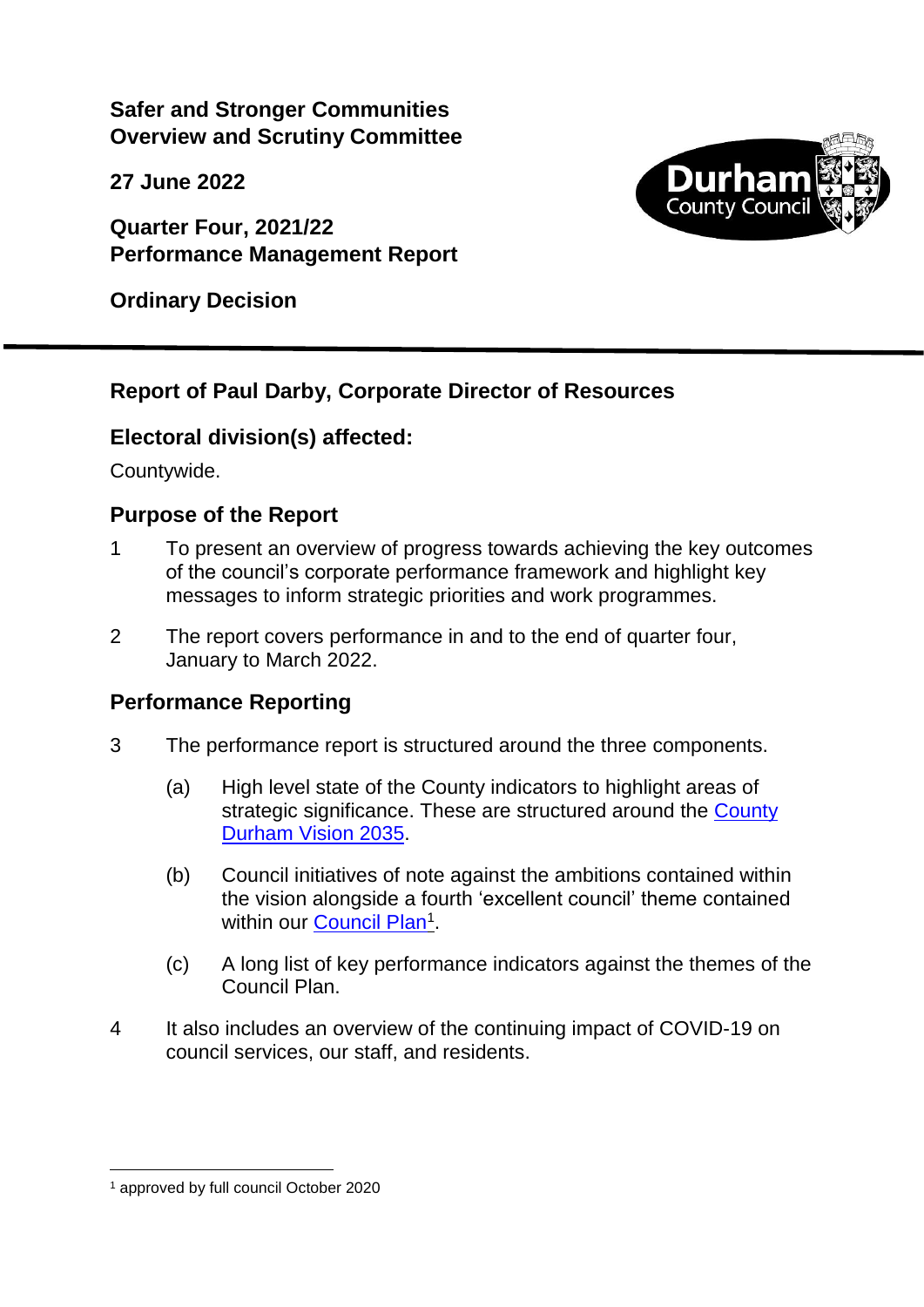**Safer and Stronger Communities Overview and Scrutiny Committee**

**27 June 2022**

**Quarter Four, 2021/22 Performance Management Report**

**Ordinary Decision**

---

## Report of Paul Darby, Corporate Director of Resources

## Electoral division(s) affected:

Countywide.

## Purpose of the Report

1. To present an overview of progress towards achieving the key outcomes of the council's corporate performance framework and highlight key messages to inform strategic priorities and work programmes.

2. The report covers performance in and to the end of quarter four, January to March 2022.

## Performance Reporting

3. The performance report is structured around the three components.

   (a) High level state of the County indicators to highlight areas of strategic significance. These are structured around the County Durham Vision 2035.

   (b) Council initiatives of note against the ambitions contained within the vision alongside a fourth 'excellent council' theme contained within our Council Plan[1].

   (c) A long list of key performance indicators against the themes of the Council Plan.

4. It also includes an overview of the continuing impact of COVID-19 on council services, our staff, and residents.

---

[1] approved by full council October 2020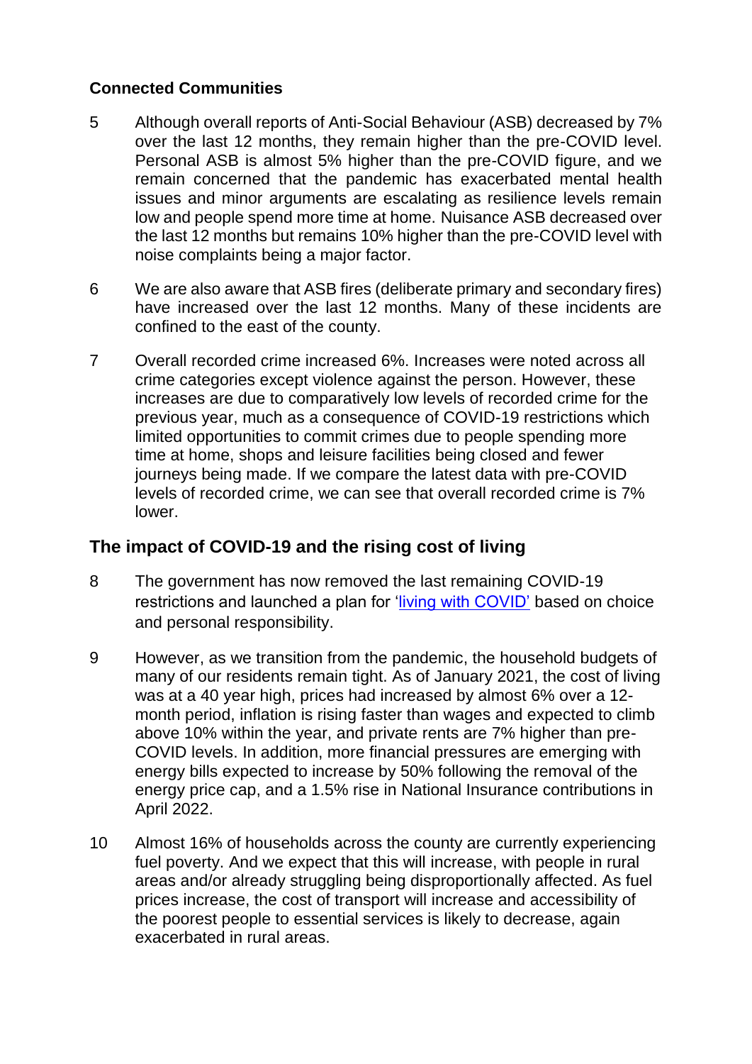### Connected Communities

5 Although overall reports of Anti-Social Behaviour (ASB) decreased by 7% over the last 12 months, they remain higher than the pre-COVID level. Personal ASB is almost 5% higher than the pre-COVID figure, and we remain concerned that the pandemic has exacerbated mental health issues and minor arguments are escalating as resilience levels remain low and people spend more time at home. Nuisance ASB decreased over the last 12 months but remains 10% higher than the pre-COVID level with noise complaints being a major factor.

6 We are also aware that ASB fires (deliberate primary and secondary fires) have increased over the last 12 months. Many of these incidents are confined to the east of the county.

7 Overall recorded crime increased 6%. Increases were noted across all crime categories except violence against the person. However, these increases are due to comparatively low levels of recorded crime for the previous year, much as a consequence of COVID-19 restrictions which limited opportunities to commit crimes due to people spending more time at home, shops and leisure facilities being closed and fewer journeys being made. If we compare the latest data with pre-COVID levels of recorded crime, we can see that overall recorded crime is 7% lower.

## The impact of COVID-19 and the rising cost of living

8 The government has now removed the last remaining COVID-19 restrictions and launched a plan for 'living with COVID' based on choice and personal responsibility.

9 However, as we transition from the pandemic, the household budgets of many of our residents remain tight. As of January 2021, the cost of living was at a 40 year high, prices had increased by almost 6% over a 12-month period, inflation is rising faster than wages and expected to climb above 10% within the year, and private rents are 7% higher than pre-COVID levels. In addition, more financial pressures are emerging with energy bills expected to increase by 50% following the removal of the energy price cap, and a 1.5% rise in National Insurance contributions in April 2022.

10 Almost 16% of households across the county are currently experiencing fuel poverty. And we expect that this will increase, with people in rural areas and/or already struggling being disproportionally affected. As fuel prices increase, the cost of transport will increase and accessibility of the poorest people to essential services is likely to decrease, again exacerbated in rural areas.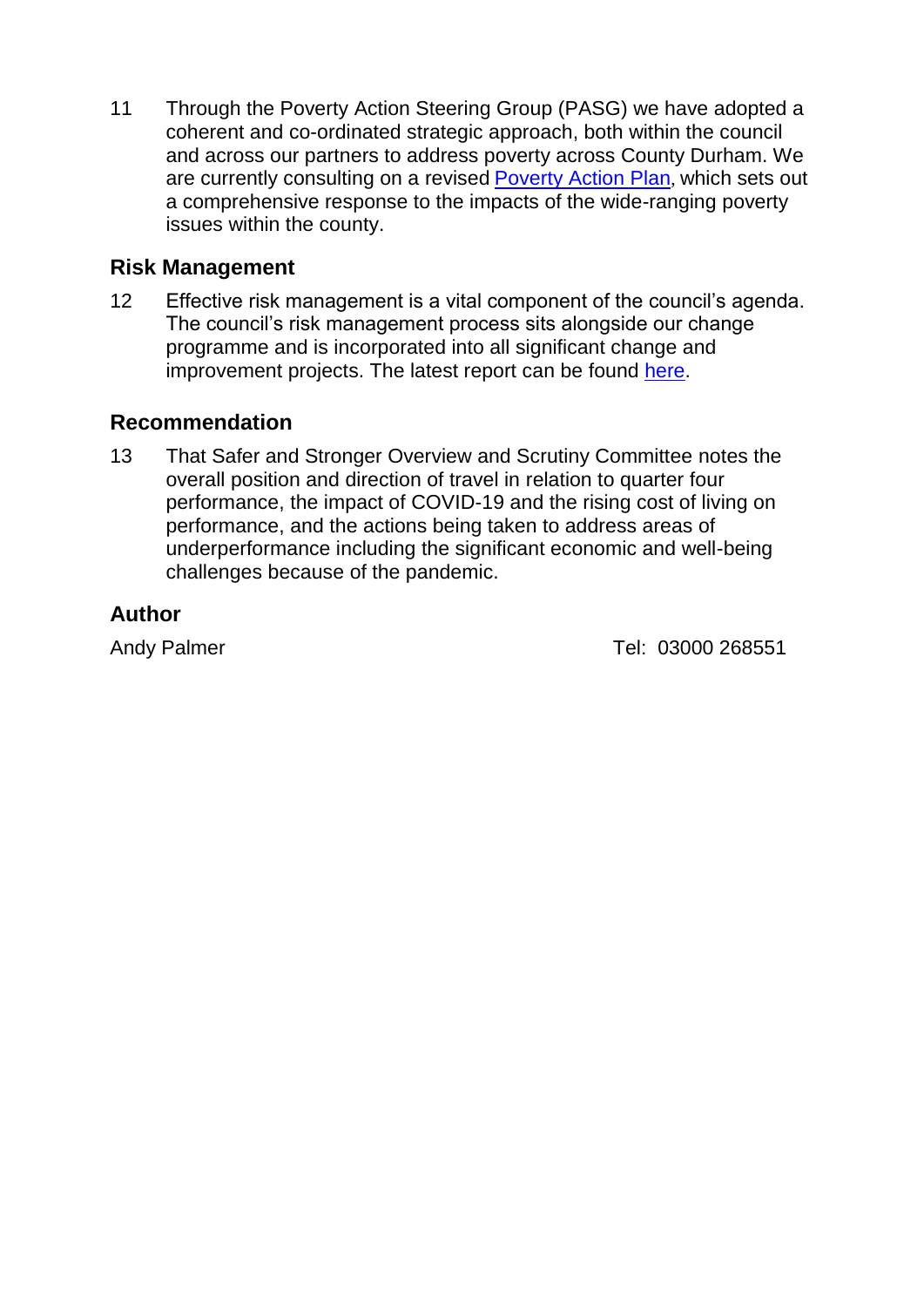11 Through the Poverty Action Steering Group (PASG) we have adopted a coherent and co-ordinated strategic approach, both within the council and across our partners to address poverty across County Durham. We are currently consulting on a revised Poverty Action Plan, which sets out a comprehensive response to the impacts of the wide-ranging poverty issues within the county.

## Risk Management

12 Effective risk management is a vital component of the council's agenda. The council's risk management process sits alongside our change programme and is incorporated into all significant change and improvement projects. The latest report can be found here.

## Recommendation

13 That Safer and Stronger Overview and Scrutiny Committee notes the overall position and direction of travel in relation to quarter four performance, the impact of COVID-19 and the rising cost of living on performance, and the actions being taken to address areas of underperformance including the significant economic and well-being challenges because of the pandemic.

## Author

Andy Palmer Tel: 03000 268551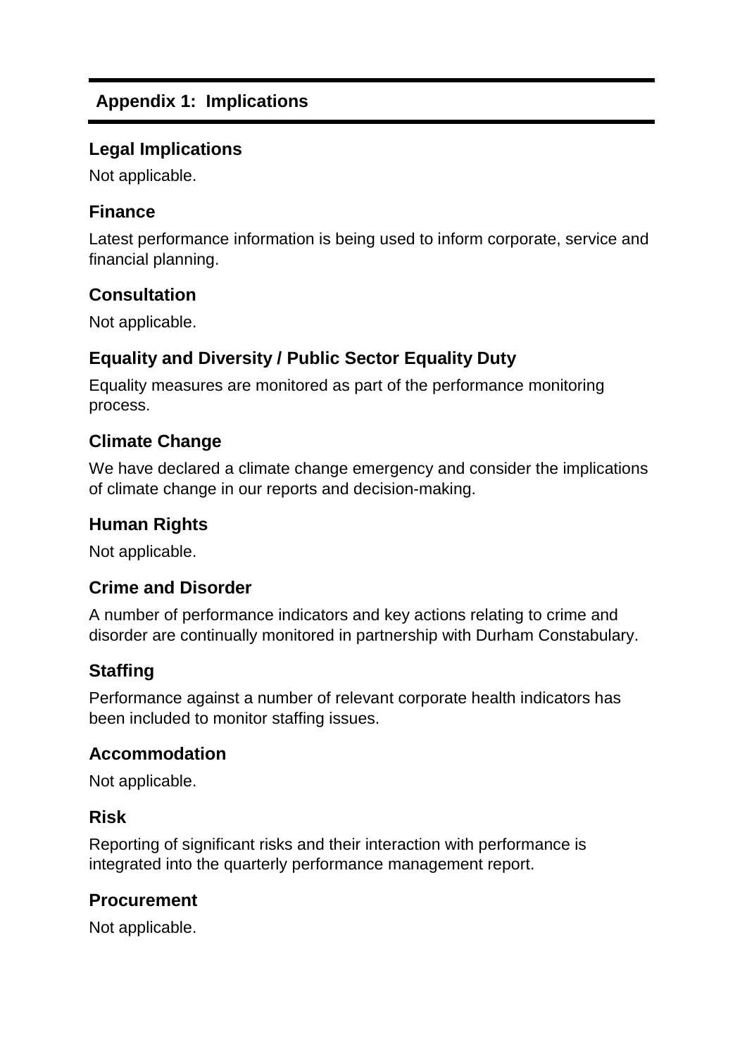## Appendix 1: Implications

### Legal Implications

Not applicable.

### Finance

Latest performance information is being used to inform corporate, service and financial planning.

### Consultation

Not applicable.

### Equality and Diversity / Public Sector Equality Duty

Equality measures are monitored as part of the performance monitoring process.

### Climate Change

We have declared a climate change emergency and consider the implications of climate change in our reports and decision-making.

### Human Rights

Not applicable.

### Crime and Disorder

A number of performance indicators and key actions relating to crime and disorder are continually monitored in partnership with Durham Constabulary.

### Staffing

Performance against a number of relevant corporate health indicators has been included to monitor staffing issues.

### Accommodation

Not applicable.

### Risk

Reporting of significant risks and their interaction with performance is integrated into the quarterly performance management report.

### Procurement

Not applicable.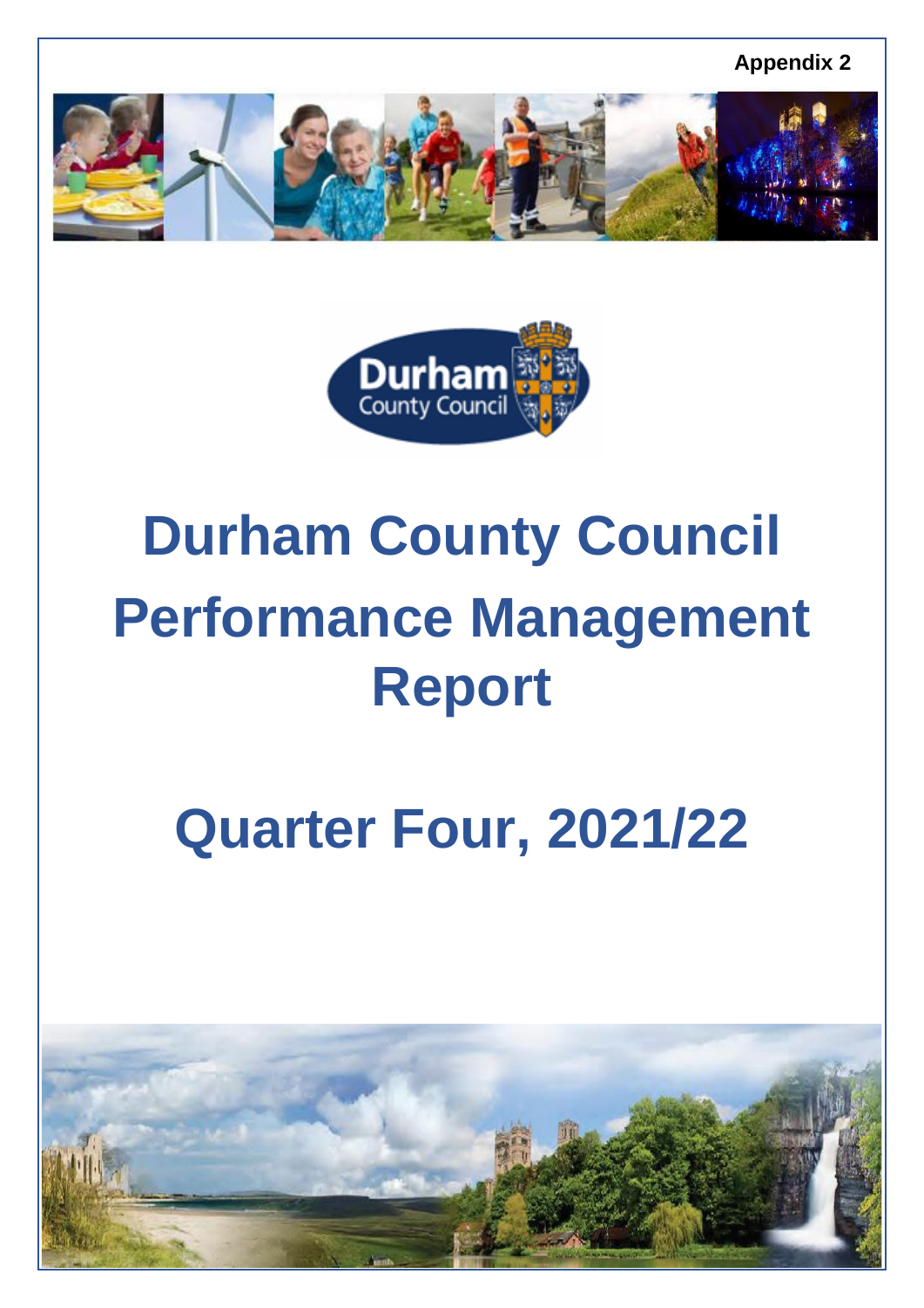Appendix 2

# Durham County Council Performance Management Report

# Quarter Four, 2021/22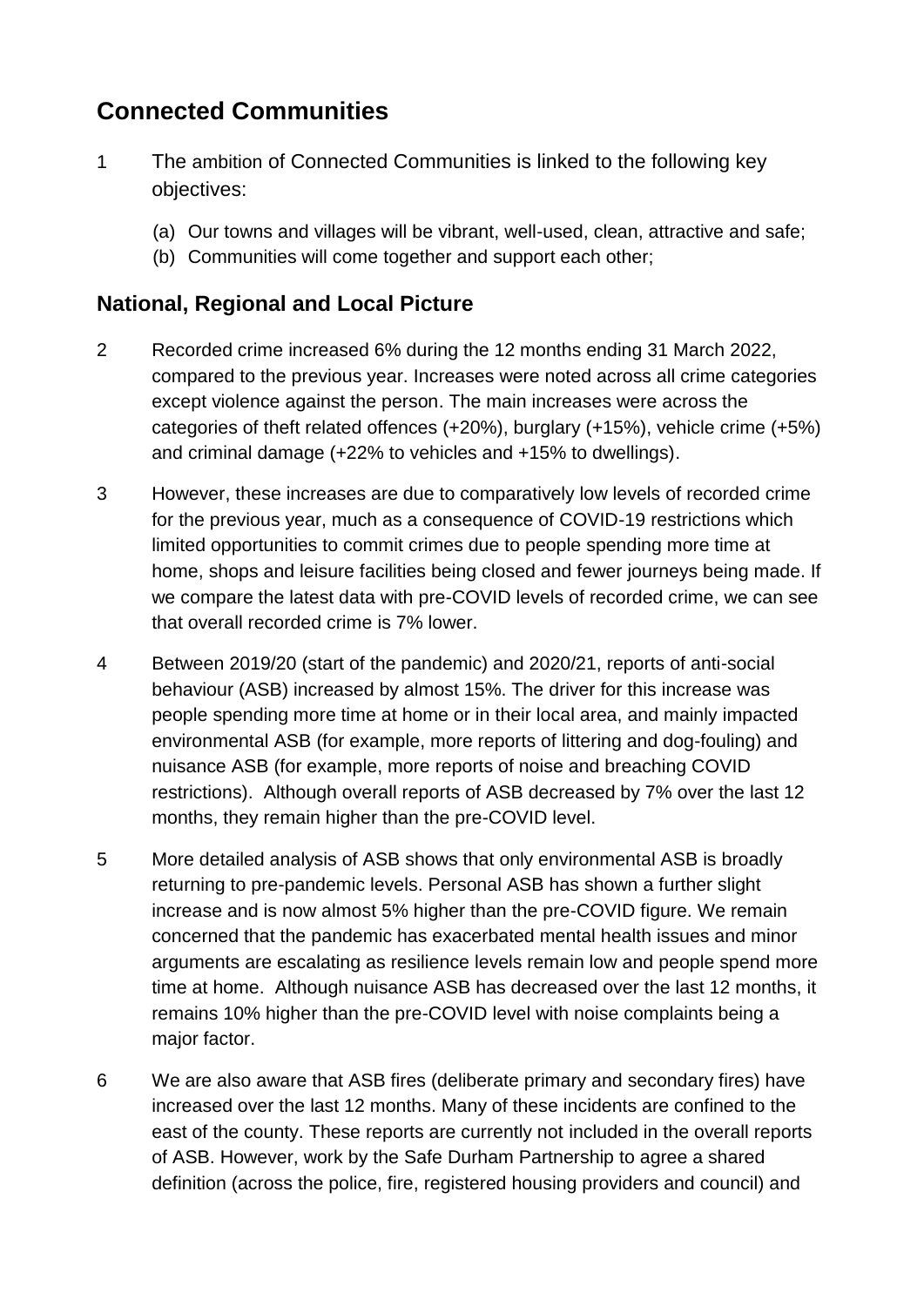## Connected Communities

1 The ambition of Connected Communities is linked to the following key objectives:

   (a) Our towns and villages will be vibrant, well-used, clean, attractive and safe;
   (b) Communities will come together and support each other;

### National, Regional and Local Picture

2 Recorded crime increased 6% during the 12 months ending 31 March 2022, compared to the previous year. Increases were noted across all crime categories except violence against the person. The main increases were across the categories of theft related offences (+20%), burglary (+15%), vehicle crime (+5%) and criminal damage (+22% to vehicles and +15% to dwellings).

3 However, these increases are due to comparatively low levels of recorded crime for the previous year, much as a consequence of COVID-19 restrictions which limited opportunities to commit crimes due to people spending more time at home, shops and leisure facilities being closed and fewer journeys being made. If we compare the latest data with pre-COVID levels of recorded crime, we can see that overall recorded crime is 7% lower.

4 Between 2019/20 (start of the pandemic) and 2020/21, reports of anti-social behaviour (ASB) increased by almost 15%. The driver for this increase was people spending more time at home or in their local area, and mainly impacted environmental ASB (for example, more reports of littering and dog-fouling) and nuisance ASB (for example, more reports of noise and breaching COVID restrictions). Although overall reports of ASB decreased by 7% over the last 12 months, they remain higher than the pre-COVID level.

5 More detailed analysis of ASB shows that only environmental ASB is broadly returning to pre-pandemic levels. Personal ASB has shown a further slight increase and is now almost 5% higher than the pre-COVID figure. We remain concerned that the pandemic has exacerbated mental health issues and minor arguments are escalating as resilience levels remain low and people spend more time at home. Although nuisance ASB has decreased over the last 12 months, it remains 10% higher than the pre-COVID level with noise complaints being a major factor.

6 We are also aware that ASB fires (deliberate primary and secondary fires) have increased over the last 12 months. Many of these incidents are confined to the east of the county. These reports are currently not included in the overall reports of ASB. However, work by the Safe Durham Partnership to agree a shared definition (across the police, fire, registered housing providers and council) and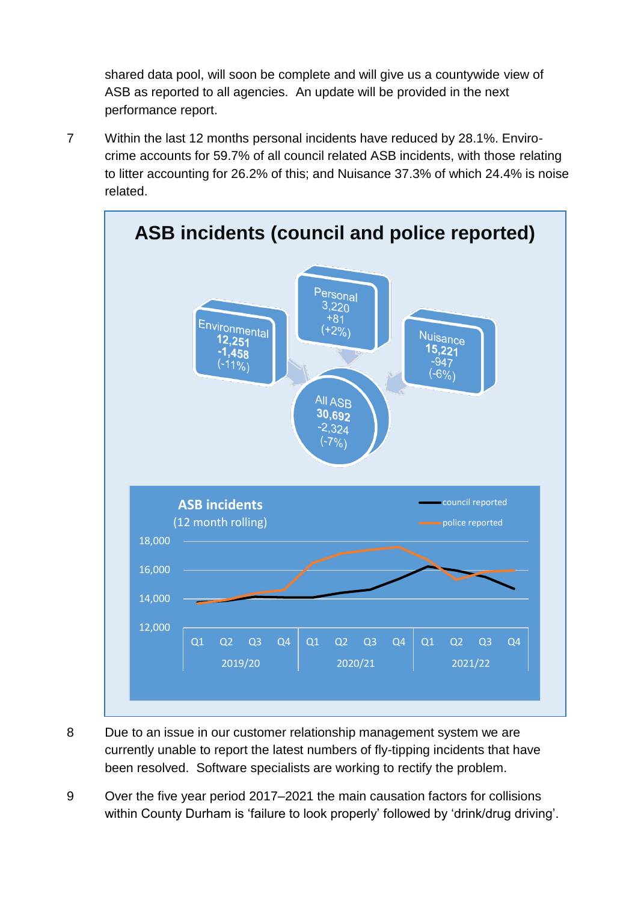shared data pool, will soon be complete and will give us a countywide view of ASB as reported to all agencies. An update will be provided in the next performance report.

7 Within the last 12 months personal incidents have reduced by 28.1%. Enviro-crime accounts for 59.7% of all council related ASB incidents, with those relating to litter accounting for 26.2% of this; and Nuisance 37.3% of which 24.4% is noise related.

**ASB incidents (council and police reported)**

| Category | Incidents | Change | % Change |
|---|---|---|---|
| Environmental | 12,251 | -1,458 | (-11%) |
| Personal | 3,220 | +81 | (+2%) |
| Nuisance | 15,221 | -947 | (-6%) |
| All ASB | 30,692 | -2,324 | (-7%) |

**ASB incidents** (12 month rolling) — council reported; police reported

8 Due to an issue in our customer relationship management system we are currently unable to report the latest numbers of fly-tipping incidents that have been resolved. Software specialists are working to rectify the problem.

9 Over the five year period 2017–2021 the main causation factors for collisions within County Durham is 'failure to look properly' followed by 'drink/drug driving'.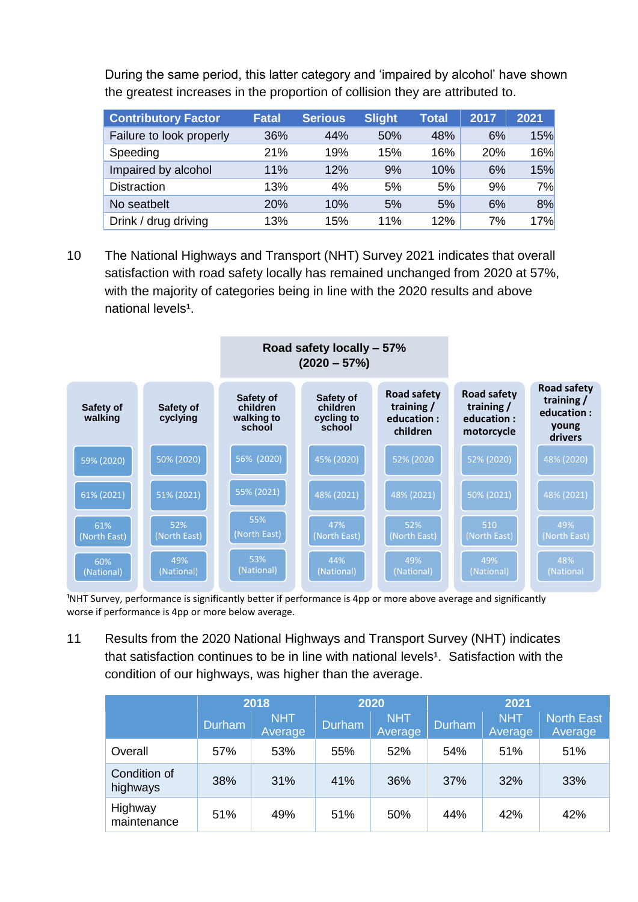During the same period, this latter category and 'impaired by alcohol' have shown the greatest increases in the proportion of collision they are attributed to.

| Contributory Factor | Fatal | Serious | Slight | Total | 2017 | 2021 |
|---|---|---|---|---|---|---|
| Failure to look properly | 36% | 44% | 50% | 48% | 6% | 15% |
| Speeding | 21% | 19% | 15% | 16% | 20% | 16% |
| Impaired by alcohol | 11% | 12% | 9% | 10% | 6% | 15% |
| Distraction | 13% | 4% | 5% | 5% | 9% | 7% |
| No seatbelt | 20% | 10% | 5% | 5% | 6% | 8% |
| Drink / drug driving | 13% | 15% | 11% | 12% | 7% | 17% |

10 The National Highways and Transport (NHT) Survey 2021 indicates that overall satisfaction with road safety locally has remained unchanged from 2020 at 57%, with the majority of categories being in line with the 2020 results and above national levels[1].

**Road safety locally – 57% (2020 – 57%)**

| Safety of walking | Safety of cycling | Safety of children walking to school | Safety of children cycling to school | Road safety training / education : children | Road safety training / education : motorcycle | Road safety training / education : young drivers |
|---|---|---|---|---|---|---|
| 59% (2020) | 50% (2020) | 56% (2020) | 45% (2020) | 52% (2020 | 52% (2020) | 48% (2020) |
| 61% (2021) | 51% (2021) | 55% (2021) | 48% (2021) | 48% (2021) | 50% (2021) | 48% (2021) |
| 61% (North East) | 52% (North East) | 55% (North East) | 47% (North East) | 52% (North East) | 510 (North East) | 49% (North East) |
| 60% (National) | 49% (National) | 53% (National) | 44% (National) | 49% (National) | 49% (National) | 48% (National |

[1]NHT Survey, performance is significantly better if performance is 4pp or more above average and significantly worse if performance is 4pp or more below average.

11 Results from the 2020 National Highways and Transport Survey (NHT) indicates that satisfaction continues to be in line with national levels[1]. Satisfaction with the condition of our highways, was higher than the average.

| | 2018 | | 2020 | | 2021 | | |
|---|---|---|---|---|---|---|---|
| | Durham | NHT Average | Durham | NHT Average | Durham | NHT Average | North East Average |
| Overall | 57% | 53% | 55% | 52% | 54% | 51% | 51% |
| Condition of highways | 38% | 31% | 41% | 36% | 37% | 32% | 33% |
| Highway maintenance | 51% | 49% | 51% | 50% | 44% | 42% | 42% |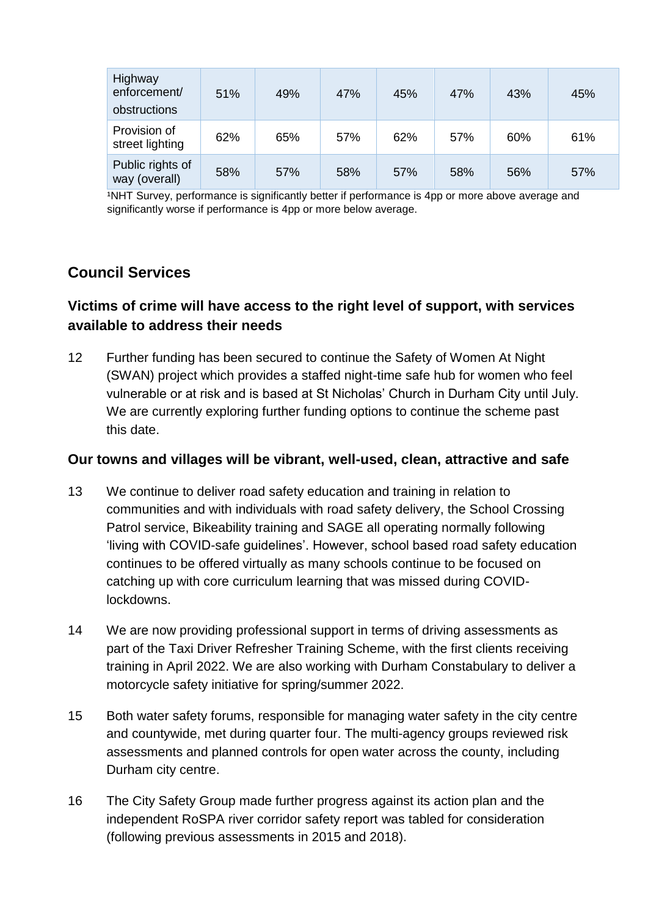| Highway enforcement/ obstructions | 51% | 49% | 47% | 45% | 47% | 43% | 45% |
|---|---|---|---|---|---|---|---|
| Provision of street lighting | 62% | 65% | 57% | 62% | 57% | 60% | 61% |
| Public rights of way (overall) | 58% | 57% | 58% | 57% | 58% | 56% | 57% |

[1]NHT Survey, performance is significantly better if performance is 4pp or more above average and significantly worse if performance is 4pp or more below average.

## Council Services

### Victims of crime will have access to the right level of support, with services available to address their needs

12 Further funding has been secured to continue the Safety of Women At Night (SWAN) project which provides a staffed night-time safe hub for women who feel vulnerable or at risk and is based at St Nicholas' Church in Durham City until July. We are currently exploring further funding options to continue the scheme past this date.

### Our towns and villages will be vibrant, well-used, clean, attractive and safe

13 We continue to deliver road safety education and training in relation to communities and with individuals with road safety delivery, the School Crossing Patrol service, Bikeability training and SAGE all operating normally following 'living with COVID-safe guidelines'. However, school based road safety education continues to be offered virtually as many schools continue to be focused on catching up with core curriculum learning that was missed during COVID-lockdowns.

14 We are now providing professional support in terms of driving assessments as part of the Taxi Driver Refresher Training Scheme, with the first clients receiving training in April 2022. We are also working with Durham Constabulary to deliver a motorcycle safety initiative for spring/summer 2022.

15 Both water safety forums, responsible for managing water safety in the city centre and countywide, met during quarter four. The multi-agency groups reviewed risk assessments and planned controls for open water across the county, including Durham city centre.

16 The City Safety Group made further progress against its action plan and the independent RoSPA river corridor safety report was tabled for consideration (following previous assessments in 2015 and 2018).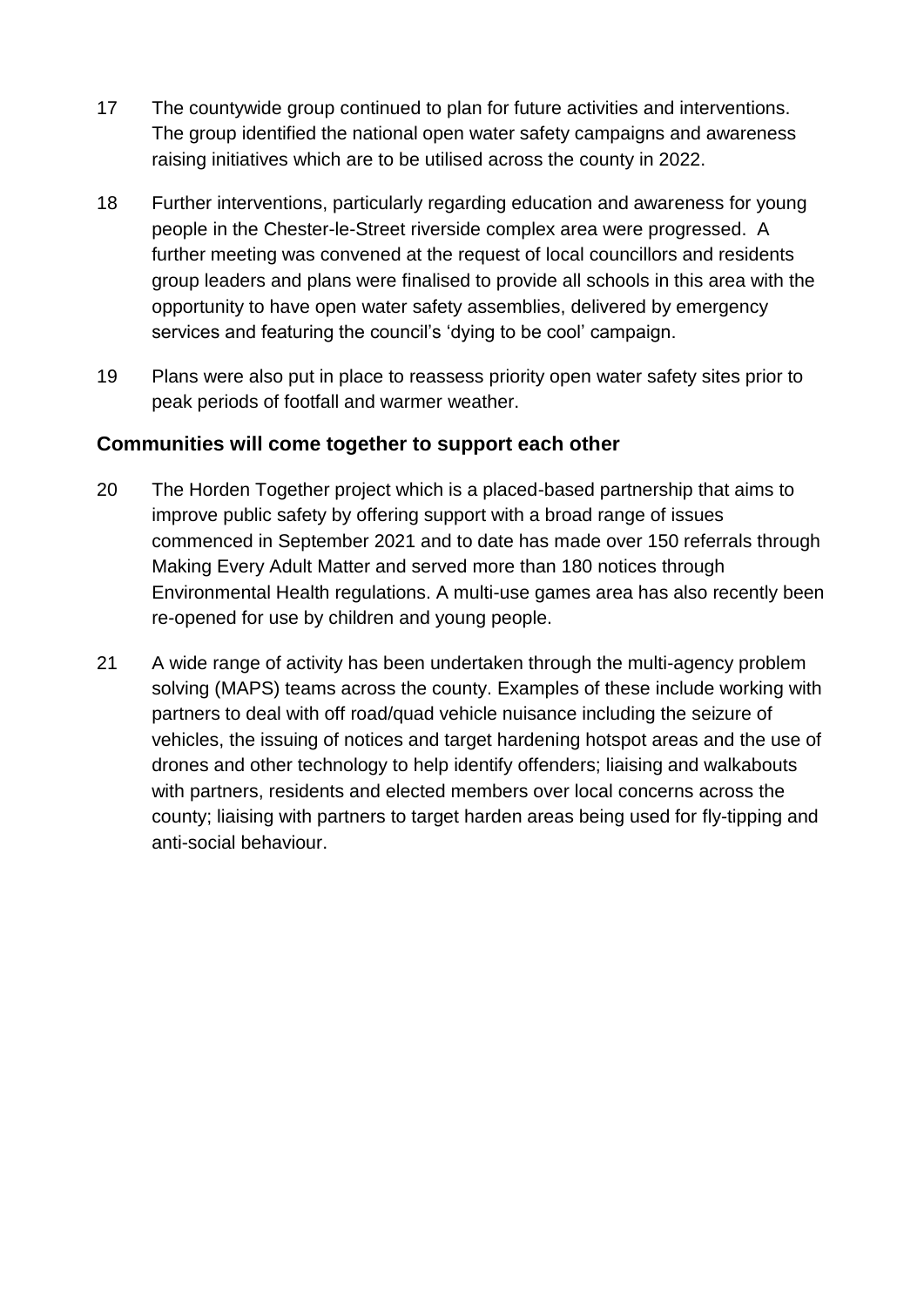17 The countywide group continued to plan for future activities and interventions. The group identified the national open water safety campaigns and awareness raising initiatives which are to be utilised across the county in 2022.

18 Further interventions, particularly regarding education and awareness for young people in the Chester-le-Street riverside complex area were progressed. A further meeting was convened at the request of local councillors and residents group leaders and plans were finalised to provide all schools in this area with the opportunity to have open water safety assemblies, delivered by emergency services and featuring the council's 'dying to be cool' campaign.

19 Plans were also put in place to reassess priority open water safety sites prior to peak periods of footfall and warmer weather.

## Communities will come together to support each other

20 The Horden Together project which is a placed-based partnership that aims to improve public safety by offering support with a broad range of issues commenced in September 2021 and to date has made over 150 referrals through Making Every Adult Matter and served more than 180 notices through Environmental Health regulations. A multi-use games area has also recently been re-opened for use by children and young people.

21 A wide range of activity has been undertaken through the multi-agency problem solving (MAPS) teams across the county. Examples of these include working with partners to deal with off road/quad vehicle nuisance including the seizure of vehicles, the issuing of notices and target hardening hotspot areas and the use of drones and other technology to help identify offenders; liaising and walkabouts with partners, residents and elected members over local concerns across the county; liaising with partners to target harden areas being used for fly-tipping and anti-social behaviour.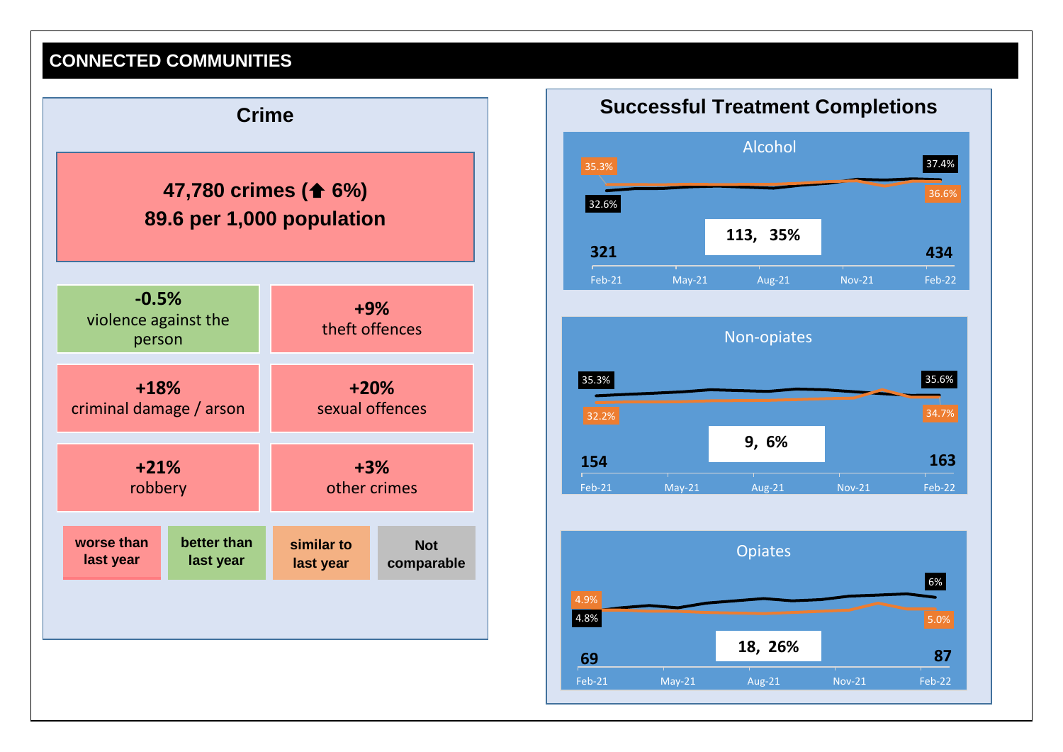# CONNECTED COMMUNITIES

## Crime

**47,780 crimes (⬆ 6%)**
**89.6 per 1,000 population**

| | |
|---|---|
| **-0.5%** violence against the person | **+9%** theft offences |
| **+18%** criminal damage / arson | **+20%** sexual offences |
| **+21%** robbery | **+3%** other crimes |

**worse than last year** | **better than last year** | **similar to last year** | **Not comparable**

## Successful Treatment Completions

### Alcohol

35.3% | 37.4% | 32.6% | 36.6%

**113, 35%**

**321** | **434**

Feb-21 | May-21 | Aug-21 | Nov-21 | Feb-22

### Non-opiates

35.3% | 35.6% | 32.2% | 34.7%

**9, 6%**

**154** | **163**

Feb-21 | May-21 | Aug-21 | Nov-21 | Feb-22

### Opiates

4.9% | 6% | 4.8% | 5.0%

**18, 26%**

**69** | **87**

Feb-21 | May-21 | Aug-21 | Nov-21 | Feb-22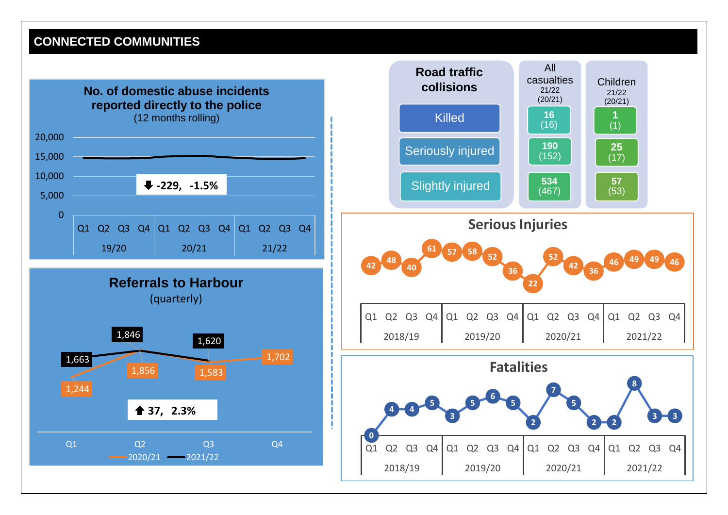## CONNECTED COMMUNITIES

### No. of domestic abuse incidents reported directly to the police
(12 months rolling)

⬇ -229, -1.5%

Axis: 0, 5,000, 10,000, 15,000, 20,000

Q1 Q2 Q3 Q4 | Q1 Q2 Q3 Q4 | Q1 Q2 Q3 Q4
19/20 | 20/21 | 21/22

### Referrals to Harbour
(quarterly)

| | Q1 | Q2 | Q3 | Q4 |
|---|---|---|---|---|
| 2020/21 | 1,244 | 1,856 | 1,583 | 1,702 |
| 2021/22 | 1,663 | 1,846 | 1,620 | |

⬆ 37, 2.3%

### Road traffic collisions

| | All casualties 21/22 (20/21) | Children 21/22 (20/21) |
|---|---|---|
| Killed | 16 (16) | 1 (1) |
| Seriously injured | 190 (152) | 25 (17) |
| Slightly injured | 534 (467) | 57 (53) |

### Serious Injuries

| | Q1 | Q2 | Q3 | Q4 |
|---|---|---|---|---|
| 2018/19 | 42 | 48 | 40 | 61 |
| 2019/20 | 57 | 58 | 52 | 36 |
| 2020/21 | 22 | 52 | 42 | 36 |
| 2021/22 | 46 | 49 | 49 | 46 |

### Fatalities

| | Q1 | Q2 | Q3 | Q4 |
|---|---|---|---|---|
| 2018/19 | 0 | 4 | 4 | 5 |
| 2019/20 | 3 | 5 | 6 | 5 |
| 2020/21 | 2 | 7 | 5 | 2 |
| 2021/22 | 2 | 8 | 3 | 3 |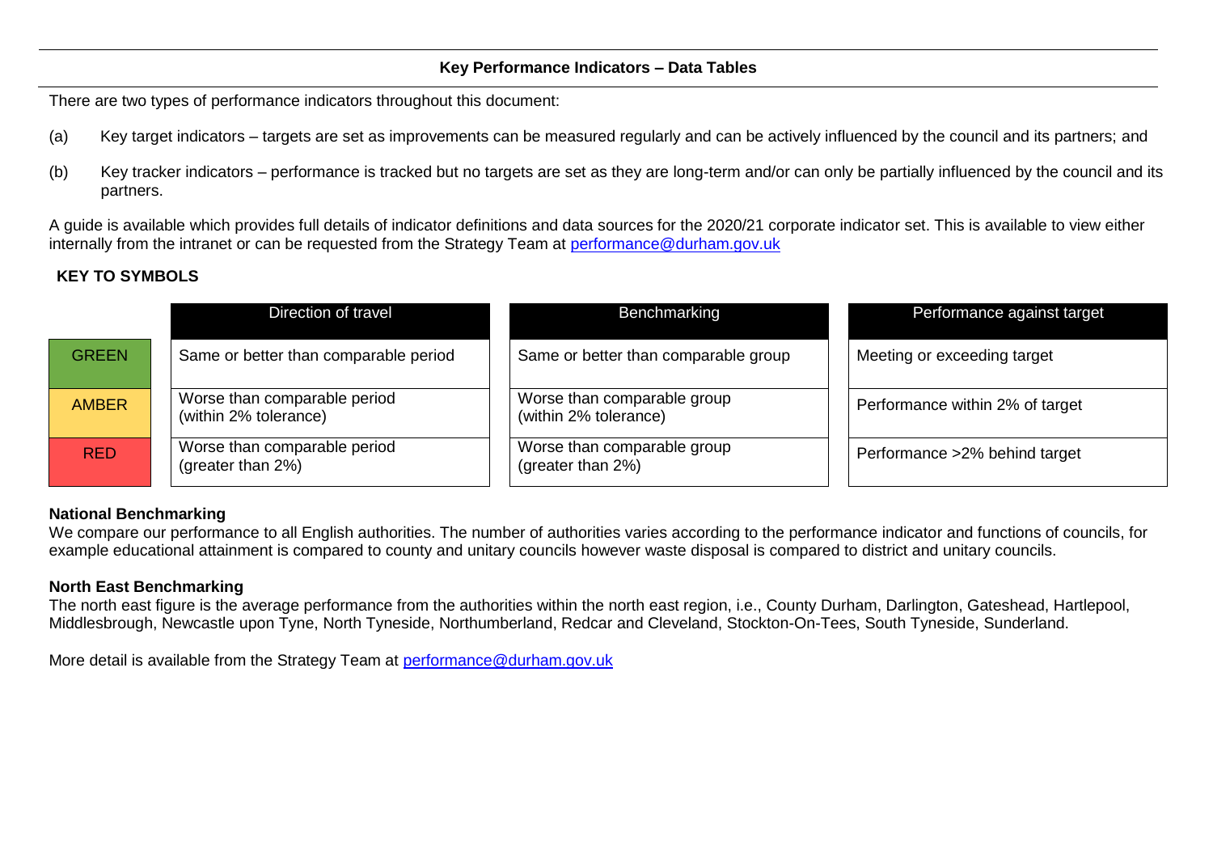## Key Performance Indicators – Data Tables

There are two types of performance indicators throughout this document:

(a) Key target indicators – targets are set as improvements can be measured regularly and can be actively influenced by the council and its partners; and

(b) Key tracker indicators – performance is tracked but no targets are set as they are long-term and/or can only be partially influenced by the council and its partners.

A guide is available which provides full details of indicator definitions and data sources for the 2020/21 corporate indicator set. This is available to view either internally from the intranet or can be requested from the Strategy Team at performance@durham.gov.uk

**KEY TO SYMBOLS**

| | Direction of travel | Benchmarking | Performance against target |
|---|---|---|---|
| GREEN | Same or better than comparable period | Same or better than comparable group | Meeting or exceeding target |
| AMBER | Worse than comparable period (within 2% tolerance) | Worse than comparable group (within 2% tolerance) | Performance within 2% of target |
| RED | Worse than comparable period (greater than 2%) | Worse than comparable group (greater than 2%) | Performance >2% behind target |

**National Benchmarking**

We compare our performance to all English authorities. The number of authorities varies according to the performance indicator and functions of councils, for example educational attainment is compared to county and unitary councils however waste disposal is compared to district and unitary councils.

**North East Benchmarking**

The north east figure is the average performance from the authorities within the north east region, i.e., County Durham, Darlington, Gateshead, Hartlepool, Middlesbrough, Newcastle upon Tyne, North Tyneside, Northumberland, Redcar and Cleveland, Stockton-On-Tees, South Tyneside, Sunderland.

More detail is available from the Strategy Team at performance@durham.gov.uk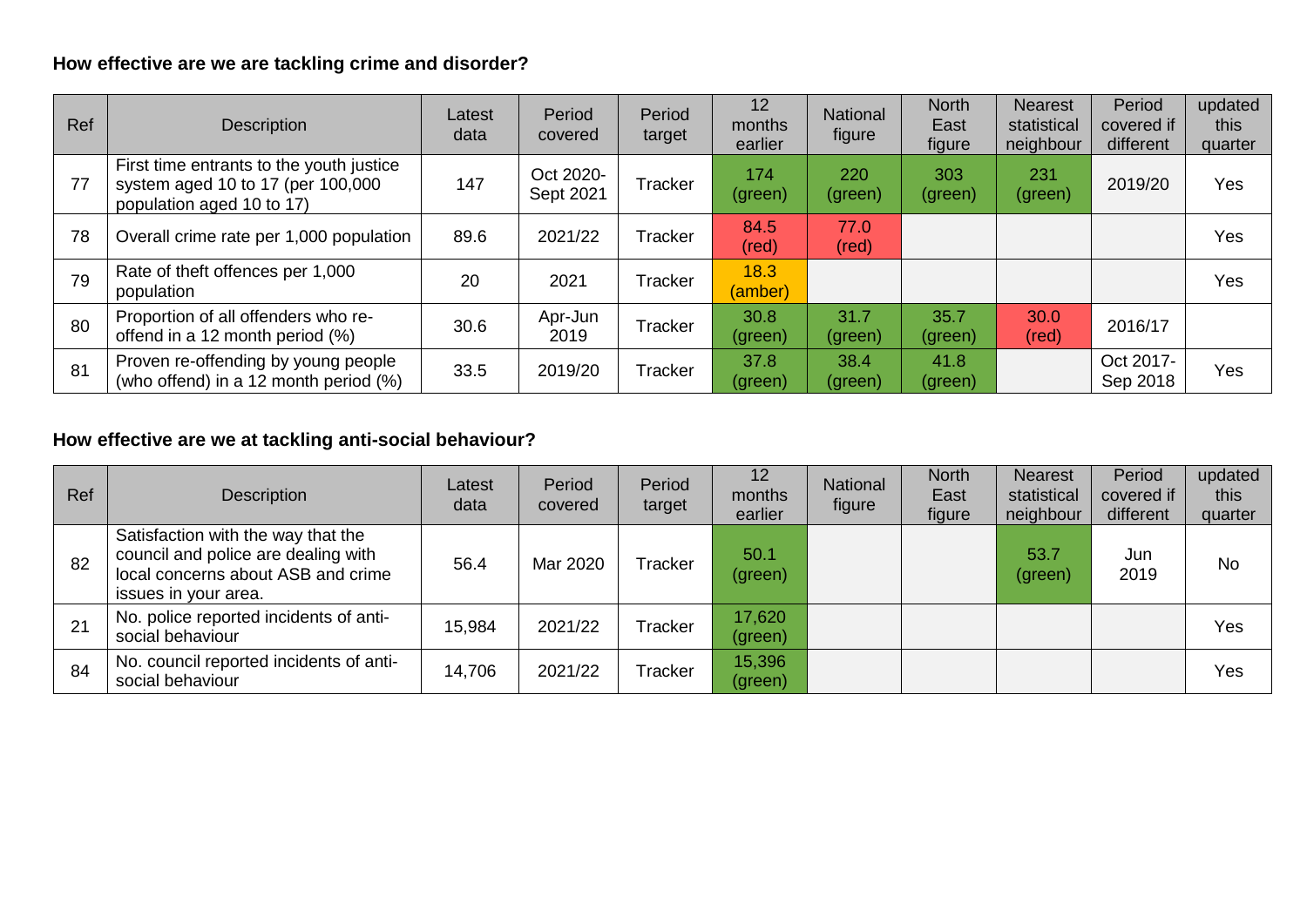**How effective are we are tackling crime and disorder?**

| Ref | Description | Latest data | Period covered | Period target | 12 months earlier | National figure | North East figure | Nearest statistical neighbour | Period covered if different | updated this quarter |
|---|---|---|---|---|---|---|---|---|---|---|
| 77 | First time entrants to the youth justice system aged 10 to 17 (per 100,000 population aged 10 to 17) | 147 | Oct 2020-Sept 2021 | Tracker | 174 (green) | 220 (green) | 303 (green) | 231 (green) | 2019/20 | Yes |
| 78 | Overall crime rate per 1,000 population | 89.6 | 2021/22 | Tracker | 84.5 (red) | 77.0 (red) | | | | Yes |
| 79 | Rate of theft offences per 1,000 population | 20 | 2021 | Tracker | 18.3 (amber) | | | | | Yes |
| 80 | Proportion of all offenders who re-offend in a 12 month period (%) | 30.6 | Apr-Jun 2019 | Tracker | 30.8 (green) | 31.7 (green) | 35.7 (green) | 30.0 (red) | 2016/17 | |
| 81 | Proven re-offending by young people (who offend) in a 12 month period (%) | 33.5 | 2019/20 | Tracker | 37.8 (green) | 38.4 (green) | 41.8 (green) | | Oct 2017-Sep 2018 | Yes |

**How effective are we at tackling anti-social behaviour?**

| Ref | Description | Latest data | Period covered | Period target | 12 months earlier | National figure | North East figure | Nearest statistical neighbour | Period covered if different | updated this quarter |
|---|---|---|---|---|---|---|---|---|---|---|
| 82 | Satisfaction with the way that the council and police are dealing with local concerns about ASB and crime issues in your area. | 56.4 | Mar 2020 | Tracker | 50.1 (green) | | | 53.7 (green) | Jun 2019 | No |
| 21 | No. police reported incidents of anti-social behaviour | 15,984 | 2021/22 | Tracker | 17,620 (green) | | | | | Yes |
| 84 | No. council reported incidents of anti-social behaviour | 14,706 | 2021/22 | Tracker | 15,396 (green) | | | | | Yes |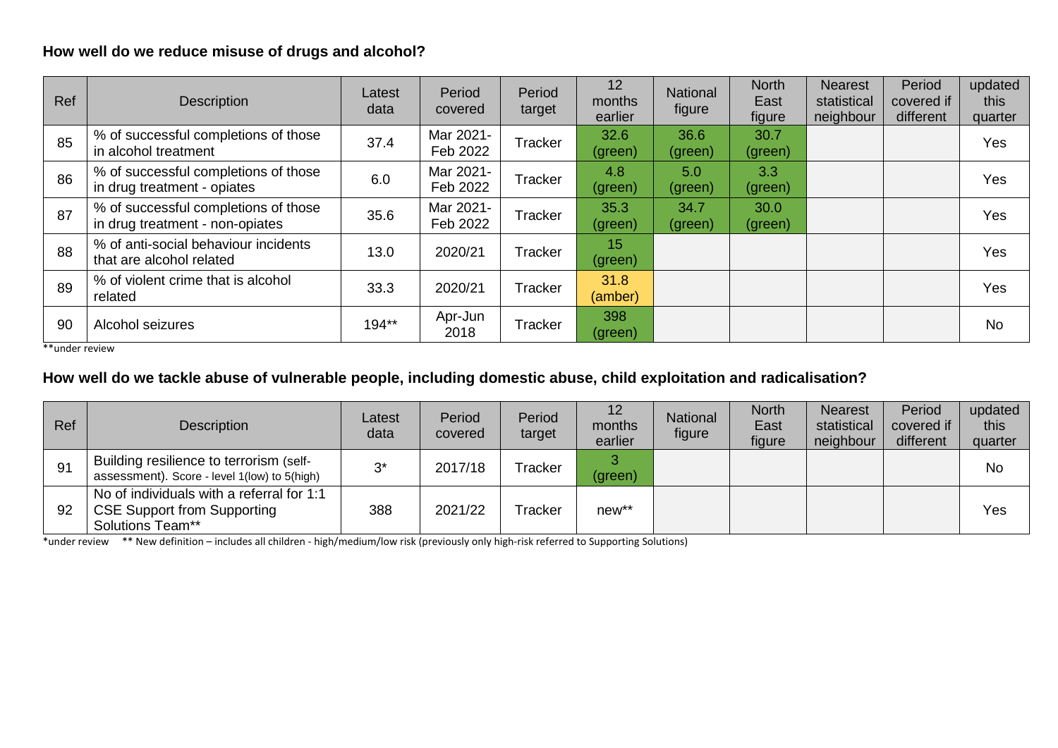### How well do we reduce misuse of drugs and alcohol?

| Ref | Description | Latest data | Period covered | Period target | 12 months earlier | National figure | North East figure | Nearest statistical neighbour | Period covered if different | updated this quarter |
|---|---|---|---|---|---|---|---|---|---|---|
| 85 | % of successful completions of those in alcohol treatment | 37.4 | Mar 2021-Feb 2022 | Tracker | 32.6 (green) | 36.6 (green) | 30.7 (green) | | | Yes |
| 86 | % of successful completions of those in drug treatment - opiates | 6.0 | Mar 2021-Feb 2022 | Tracker | 4.8 (green) | 5.0 (green) | 3.3 (green) | | | Yes |
| 87 | % of successful completions of those in drug treatment - non-opiates | 35.6 | Mar 2021-Feb 2022 | Tracker | 35.3 (green) | 34.7 (green) | 30.0 (green) | | | Yes |
| 88 | % of anti-social behaviour incidents that are alcohol related | 13.0 | 2020/21 | Tracker | 15 (green) | | | | | Yes |
| 89 | % of violent crime that is alcohol related | 33.3 | 2020/21 | Tracker | 31.8 (amber) | | | | | Yes |
| 90 | Alcohol seizures | 194** | Apr-Jun 2018 | Tracker | 398 (green) | | | | | No |

**under review

### How well do we tackle abuse of vulnerable people, including domestic abuse, child exploitation and radicalisation?

| Ref | Description | Latest data | Period covered | Period target | 12 months earlier | National figure | North East figure | Nearest statistical neighbour | Period covered if different | updated this quarter |
|---|---|---|---|---|---|---|---|---|---|---|
| 91 | Building resilience to terrorism (self-assessment). Score - level 1(low) to 5(high) | 3* | 2017/18 | Tracker | 3 (green) | | | | | No |
| 92 | No of individuals with a referral for 1:1 CSE Support from Supporting Solutions Team** | 388 | 2021/22 | Tracker | new** | | | | | Yes |

*under review &nbsp;&nbsp;&nbsp; ** New definition – includes all children - high/medium/low risk (previously only high-risk referred to Supporting Solutions)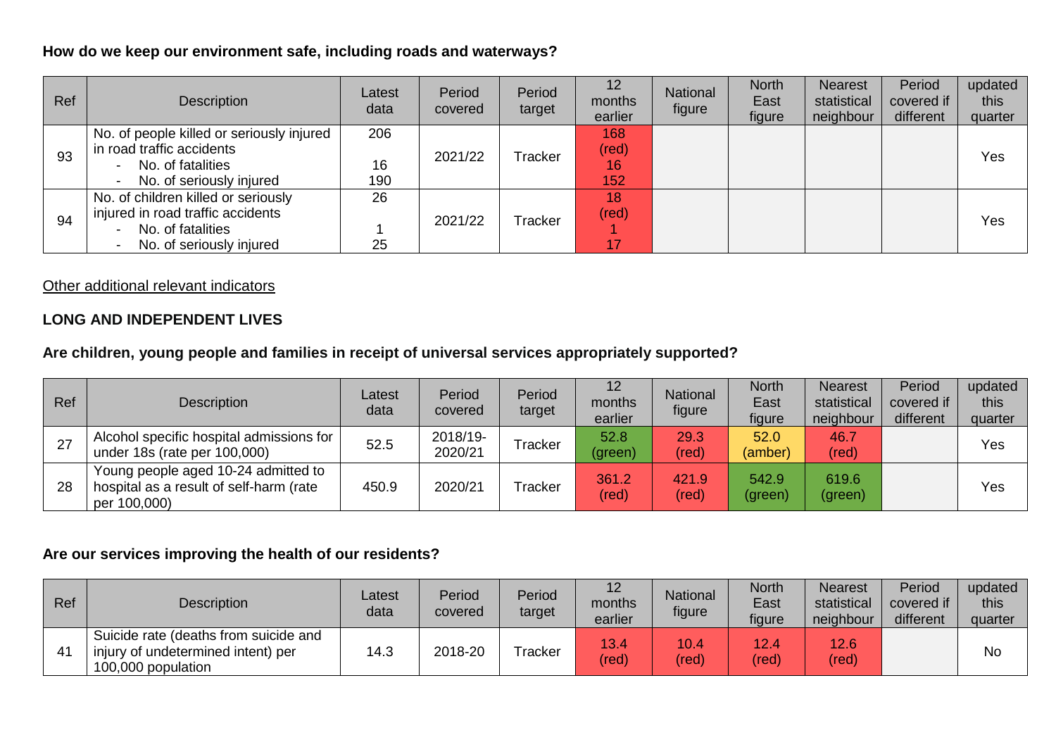### How do we keep our environment safe, including roads and waterways?

| Ref | Description | Latest data | Period covered | Period target | 12 months earlier | National figure | North East figure | Nearest statistical neighbour | Period covered if different | updated this quarter |
|---|---|---|---|---|---|---|---|---|---|---|
| 93 | No. of people killed or seriously injured in road traffic accidents<br>- No. of fatalities<br>- No. of seriously injured | 206<br><br>16<br>190 | 2021/22 | Tracker | 168<br>(red)<br>16<br>152 | | | | | Yes |
| 94 | No. of children killed or seriously injured in road traffic accidents<br>- No. of fatalities<br>- No. of seriously injured | 26<br><br>1<br>25 | 2021/22 | Tracker | 18<br>(red)<br>1<br>17 | | | | | Yes |

<u>Other additional relevant indicators</u>

**LONG AND INDEPENDENT LIVES**

### Are children, young people and families in receipt of universal services appropriately supported?

| Ref | Description | Latest data | Period covered | Period target | 12 months earlier | National figure | North East figure | Nearest statistical neighbour | Period covered if different | updated this quarter |
|---|---|---|---|---|---|---|---|---|---|---|
| 27 | Alcohol specific hospital admissions for under 18s (rate per 100,000) | 52.5 | 2018/19-2020/21 | Tracker | 52.8 (green) | 29.3 (red) | 52.0 (amber) | 46.7 (red) | | Yes |
| 28 | Young people aged 10-24 admitted to hospital as a result of self-harm (rate per 100,000) | 450.9 | 2020/21 | Tracker | 361.2 (red) | 421.9 (red) | 542.9 (green) | 619.6 (green) | | Yes |

### Are our services improving the health of our residents?

| Ref | Description | Latest data | Period covered | Period target | 12 months earlier | National figure | North East figure | Nearest statistical neighbour | Period covered if different | updated this quarter |
|---|---|---|---|---|---|---|---|---|---|---|
| 41 | Suicide rate (deaths from suicide and injury of undetermined intent) per 100,000 population | 14.3 | 2018-20 | Tracker | 13.4 (red) | 10.4 (red) | 12.4 (red) | 12.6 (red) | | No |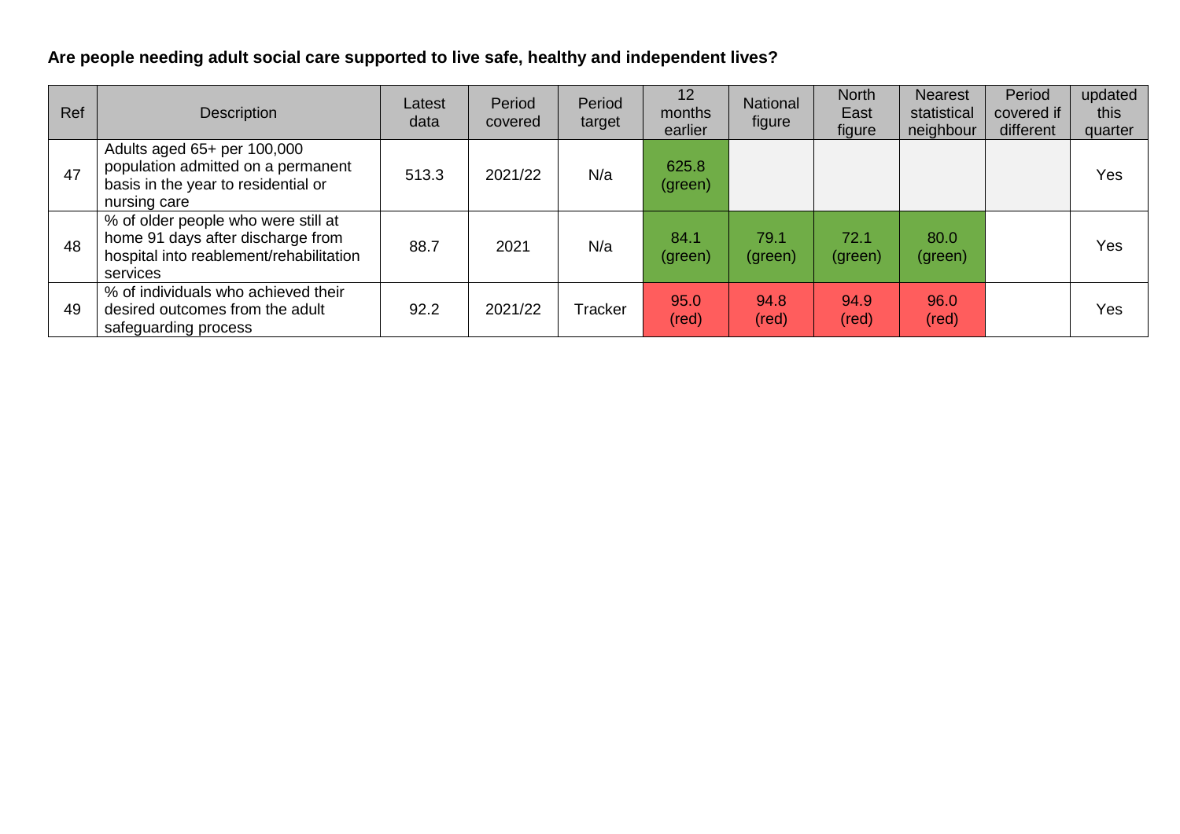**Are people needing adult social care supported to live safe, healthy and independent lives?**

| Ref | Description | Latest data | Period covered | Period target | 12 months earlier | National figure | North East figure | Nearest statistical neighbour | Period covered if different | updated this quarter |
|---|---|---|---|---|---|---|---|---|---|---|
| 47 | Adults aged 65+ per 100,000 population admitted on a permanent basis in the year to residential or nursing care | 513.3 | 2021/22 | N/a | 625.8 (green) | | | | | Yes |
| 48 | % of older people who were still at home 91 days after discharge from hospital into reablement/rehabilitation services | 88.7 | 2021 | N/a | 84.1 (green) | 79.1 (green) | 72.1 (green) | 80.0 (green) | | Yes |
| 49 | % of individuals who achieved their desired outcomes from the adult safeguarding process | 92.2 | 2021/22 | Tracker | 95.0 (red) | 94.8 (red) | 94.9 (red) | 96.0 (red) | | Yes |